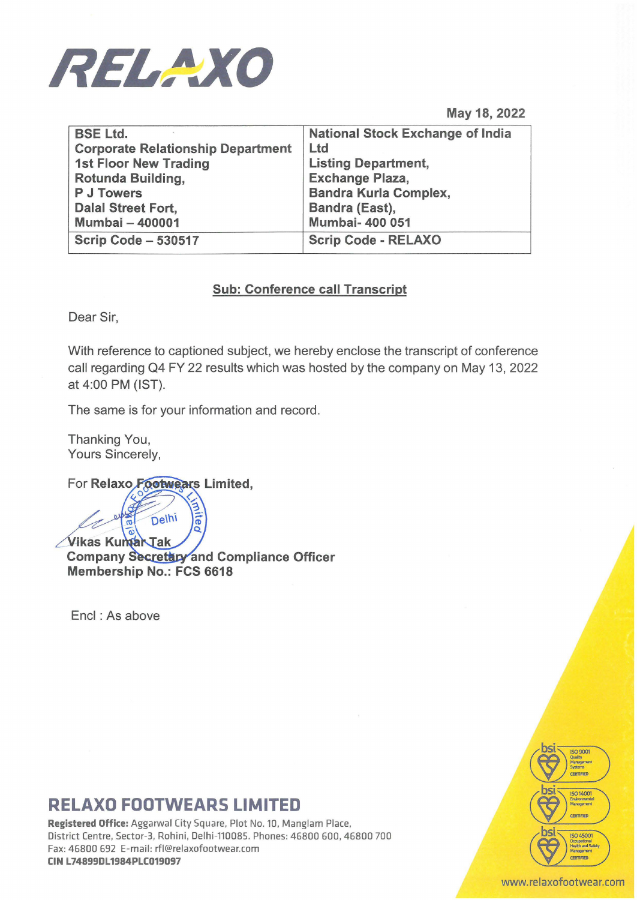# RELAXO

May 18, 2022

| BSE Ltd. Corporate Relationship Department 1st Floor New Trading Rotunda Building, P J Towers Dalal Street Fort, Mumbai – 400001 | National Stock Exchange of India Ltd Listing Department, Exchange Plaza, Bandra Kurla Complex, Bandra (East), Mumbai- 400 051 |
|---|---|
| Scrip Code – 530517 | Scrip Code - RELAXO |

**Sub: Conference call Transcript**

Dear Sir,

With reference to captioned subject, we hereby enclose the transcript of conference call regarding Q4 FY 22 results which was hosted by the company on May 13, 2022 at 4:00 PM (IST).

The same is for your information and record.

Thanking You,
Yours Sincerely,

For **Relaxo Footwears Limited,**

**Vikas Kumar Tak**
**Company Secretary and Compliance Officer**
**Membership No.: FCS 6618**

Encl : As above

## RELAXO FOOTWEARS LIMITED

**Registered Office:** Aggarwal City Square, Plot No. 10, Manglam Place, District Centre, Sector-3, Rohini, Delhi-110085. Phones: 46800 600, 46800 700
Fax: 46800 692 E-mail: rfl@relaxofootwear.com
**CIN L74899DL1984PLC019097**

www.relaxofootwear.com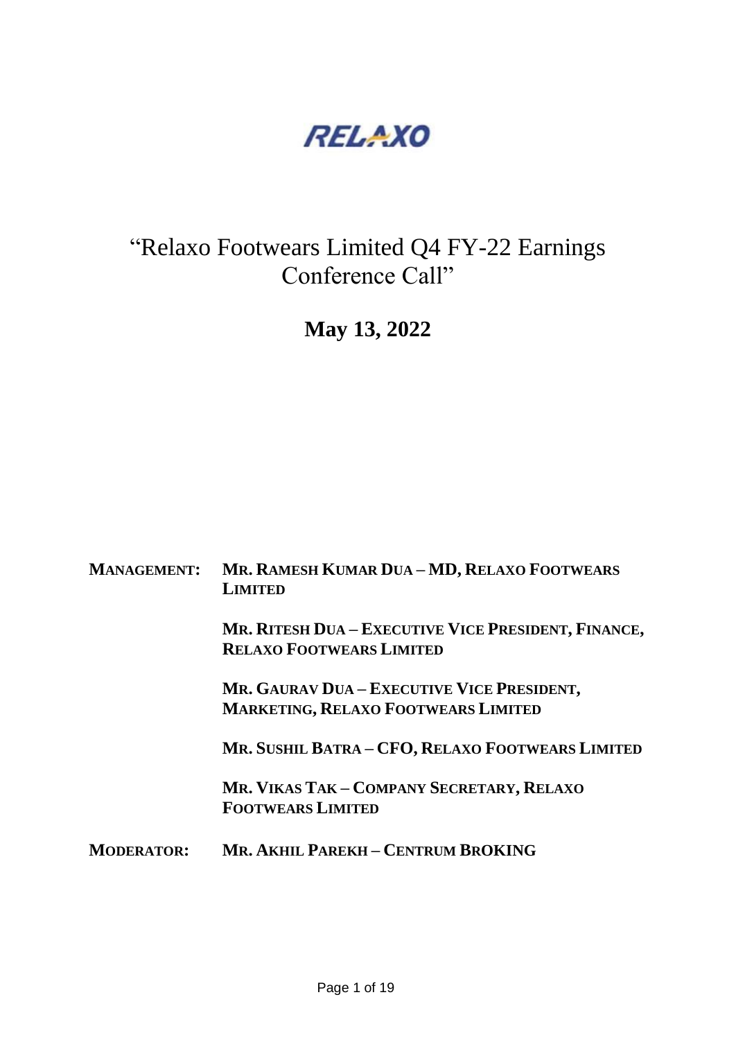RELAXO

# "Relaxo Footwears Limited Q4 FY-22 Earnings Conference Call"

## May 13, 2022

| | |
|---|---|
| **MANAGEMENT:** | **MR. RAMESH KUMAR DUA – MD, RELAXO FOOTWEARS LIMITED** |
| | **MR. RITESH DUA – EXECUTIVE VICE PRESIDENT, FINANCE, RELAXO FOOTWEARS LIMITED** |
| | **MR. GAURAV DUA – EXECUTIVE VICE PRESIDENT, MARKETING, RELAXO FOOTWEARS LIMITED** |
| | **MR. SUSHIL BATRA – CFO, RELAXO FOOTWEARS LIMITED** |
| | **MR. VIKAS TAK – COMPANY SECRETARY, RELAXO FOOTWEARS LIMITED** |
| **MODERATOR:** | **MR. AKHIL PAREKH – CENTRUM BROKING** |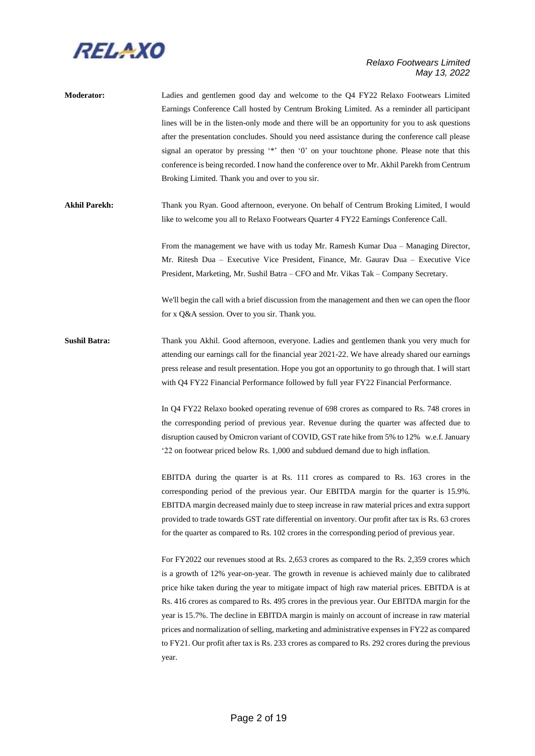**Moderator:** Ladies and gentlemen good day and welcome to the Q4 FY22 Relaxo Footwears Limited Earnings Conference Call hosted by Centrum Broking Limited. As a reminder all participant lines will be in the listen-only mode and there will be an opportunity for you to ask questions after the presentation concludes. Should you need assistance during the conference call please signal an operator by pressing '*' then '0' on your touchtone phone. Please note that this conference is being recorded. I now hand the conference over to Mr. Akhil Parekh from Centrum Broking Limited. Thank you and over to you sir.

**Akhil Parekh:** Thank you Ryan. Good afternoon, everyone. On behalf of Centrum Broking Limited, I would like to welcome you all to Relaxo Footwears Quarter 4 FY22 Earnings Conference Call.

From the management we have with us today Mr. Ramesh Kumar Dua – Managing Director, Mr. Ritesh Dua – Executive Vice President, Finance, Mr. Gaurav Dua – Executive Vice President, Marketing, Mr. Sushil Batra – CFO and Mr. Vikas Tak – Company Secretary.

We'll begin the call with a brief discussion from the management and then we can open the floor for x Q&A session. Over to you sir. Thank you.

**Sushil Batra:** Thank you Akhil. Good afternoon, everyone. Ladies and gentlemen thank you very much for attending our earnings call for the financial year 2021-22. We have already shared our earnings press release and result presentation. Hope you got an opportunity to go through that. I will start with Q4 FY22 Financial Performance followed by full year FY22 Financial Performance.

In Q4 FY22 Relaxo booked operating revenue of 698 crores as compared to Rs. 748 crores in the corresponding period of previous year. Revenue during the quarter was affected due to disruption caused by Omicron variant of COVID, GST rate hike from 5% to 12% w.e.f. January '22 on footwear priced below Rs. 1,000 and subdued demand due to high inflation.

EBITDA during the quarter is at Rs. 111 crores as compared to Rs. 163 crores in the corresponding period of the previous year. Our EBITDA margin for the quarter is 15.9%. EBITDA margin decreased mainly due to steep increase in raw material prices and extra support provided to trade towards GST rate differential on inventory. Our profit after tax is Rs. 63 crores for the quarter as compared to Rs. 102 crores in the corresponding period of previous year.

For FY2022 our revenues stood at Rs. 2,653 crores as compared to the Rs. 2,359 crores which is a growth of 12% year-on-year. The growth in revenue is achieved mainly due to calibrated price hike taken during the year to mitigate impact of high raw material prices. EBITDA is at Rs. 416 crores as compared to Rs. 495 crores in the previous year. Our EBITDA margin for the year is 15.7%. The decline in EBITDA margin is mainly on account of increase in raw material prices and normalization of selling, marketing and administrative expenses in FY22 as compared to FY21. Our profit after tax is Rs. 233 crores as compared to Rs. 292 crores during the previous year.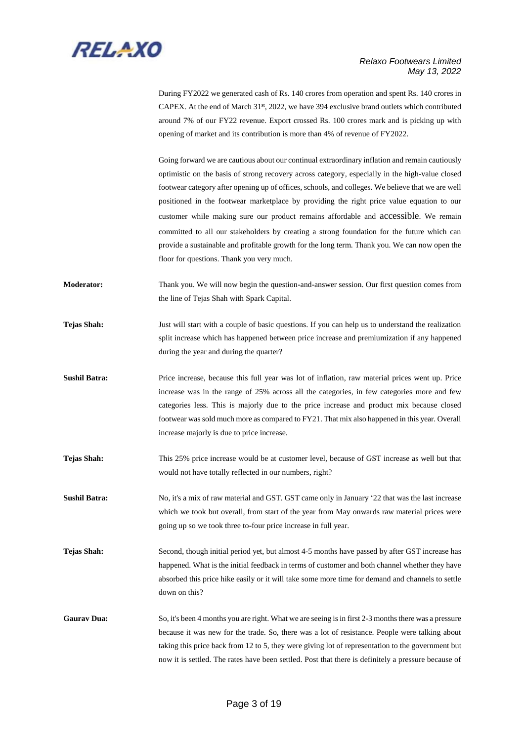During FY2022 we generated cash of Rs. 140 crores from operation and spent Rs. 140 crores in CAPEX. At the end of March 31st, 2022, we have 394 exclusive brand outlets which contributed around 7% of our FY22 revenue. Export crossed Rs. 100 crores mark and is picking up with opening of market and its contribution is more than 4% of revenue of FY2022.

Going forward we are cautious about our continual extraordinary inflation and remain cautiously optimistic on the basis of strong recovery across category, especially in the high-value closed footwear category after opening up of offices, schools, and colleges. We believe that we are well positioned in the footwear marketplace by providing the right price value equation to our customer while making sure our product remains affordable and accessible. We remain committed to all our stakeholders by creating a strong foundation for the future which can provide a sustainable and profitable growth for the long term. Thank you. We can now open the floor for questions. Thank you very much.

**Moderator:** Thank you. We will now begin the question-and-answer session. Our first question comes from the line of Tejas Shah with Spark Capital.

**Tejas Shah:** Just will start with a couple of basic questions. If you can help us to understand the realization split increase which has happened between price increase and premiumization if any happened during the year and during the quarter?

**Sushil Batra:** Price increase, because this full year was lot of inflation, raw material prices went up. Price increase was in the range of 25% across all the categories, in few categories more and few categories less. This is majorly due to the price increase and product mix because closed footwear was sold much more as compared to FY21. That mix also happened in this year. Overall increase majorly is due to price increase.

**Tejas Shah:** This 25% price increase would be at customer level, because of GST increase as well but that would not have totally reflected in our numbers, right?

**Sushil Batra:** No, it's a mix of raw material and GST. GST came only in January '22 that was the last increase which we took but overall, from start of the year from May onwards raw material prices were going up so we took three to-four price increase in full year.

**Tejas Shah:** Second, though initial period yet, but almost 4-5 months have passed by after GST increase has happened. What is the initial feedback in terms of customer and both channel whether they have absorbed this price hike easily or it will take some more time for demand and channels to settle down on this?

**Gaurav Dua:** So, it's been 4 months you are right. What we are seeing is in first 2-3 months there was a pressure because it was new for the trade. So, there was a lot of resistance. People were talking about taking this price back from 12 to 5, they were giving lot of representation to the government but now it is settled. The rates have been settled. Post that there is definitely a pressure because of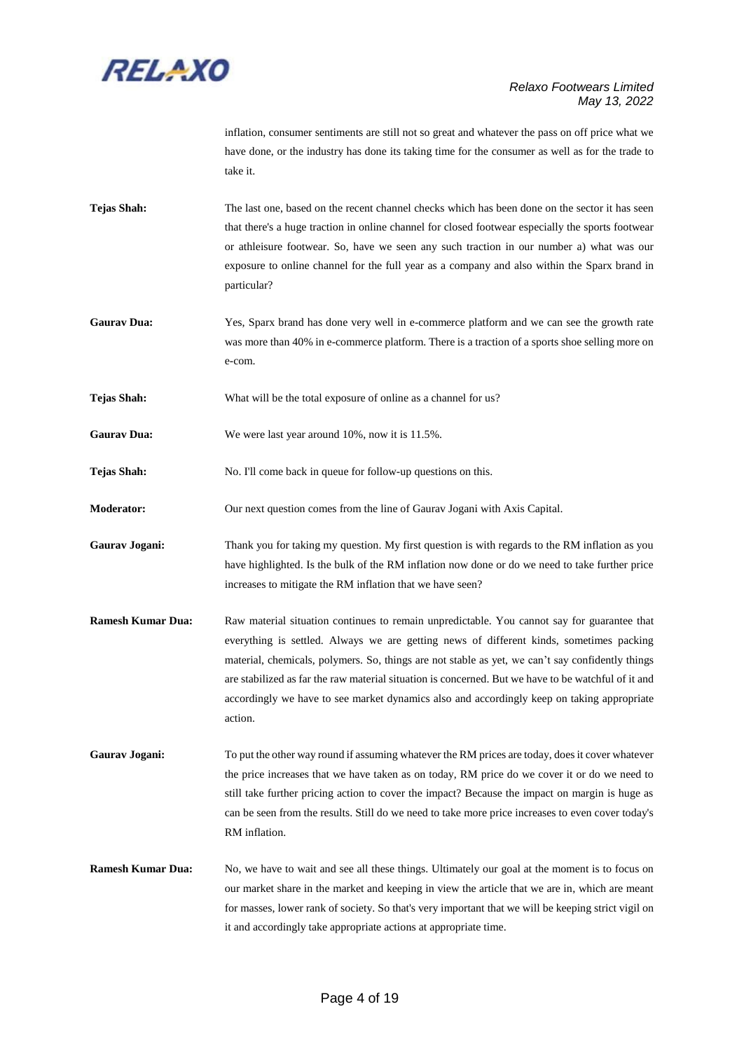inflation, consumer sentiments are still not so great and whatever the pass on off price what we have done, or the industry has done its taking time for the consumer as well as for the trade to take it.

**Tejas Shah:** The last one, based on the recent channel checks which has been done on the sector it has seen that there's a huge traction in online channel for closed footwear especially the sports footwear or athleisure footwear. So, have we seen any such traction in our number a) what was our exposure to online channel for the full year as a company and also within the Sparx brand in particular?

**Gaurav Dua:** Yes, Sparx brand has done very well in e-commerce platform and we can see the growth rate was more than 40% in e-commerce platform. There is a traction of a sports shoe selling more on e-com.

**Tejas Shah:** What will be the total exposure of online as a channel for us?

**Gaurav Dua:** We were last year around 10%, now it is 11.5%.

**Tejas Shah:** No. I'll come back in queue for follow-up questions on this.

**Moderator:** Our next question comes from the line of Gaurav Jogani with Axis Capital.

**Gaurav Jogani:** Thank you for taking my question. My first question is with regards to the RM inflation as you have highlighted. Is the bulk of the RM inflation now done or do we need to take further price increases to mitigate the RM inflation that we have seen?

**Ramesh Kumar Dua:** Raw material situation continues to remain unpredictable. You cannot say for guarantee that everything is settled. Always we are getting news of different kinds, sometimes packing material, chemicals, polymers. So, things are not stable as yet, we can't say confidently things are stabilized as far the raw material situation is concerned. But we have to be watchful of it and accordingly we have to see market dynamics also and accordingly keep on taking appropriate action.

**Gaurav Jogani:** To put the other way round if assuming whatever the RM prices are today, does it cover whatever the price increases that we have taken as on today, RM price do we cover it or do we need to still take further pricing action to cover the impact? Because the impact on margin is huge as can be seen from the results. Still do we need to take more price increases to even cover today's RM inflation.

**Ramesh Kumar Dua:** No, we have to wait and see all these things. Ultimately our goal at the moment is to focus on our market share in the market and keeping in view the article that we are in, which are meant for masses, lower rank of society. So that's very important that we will be keeping strict vigil on it and accordingly take appropriate actions at appropriate time.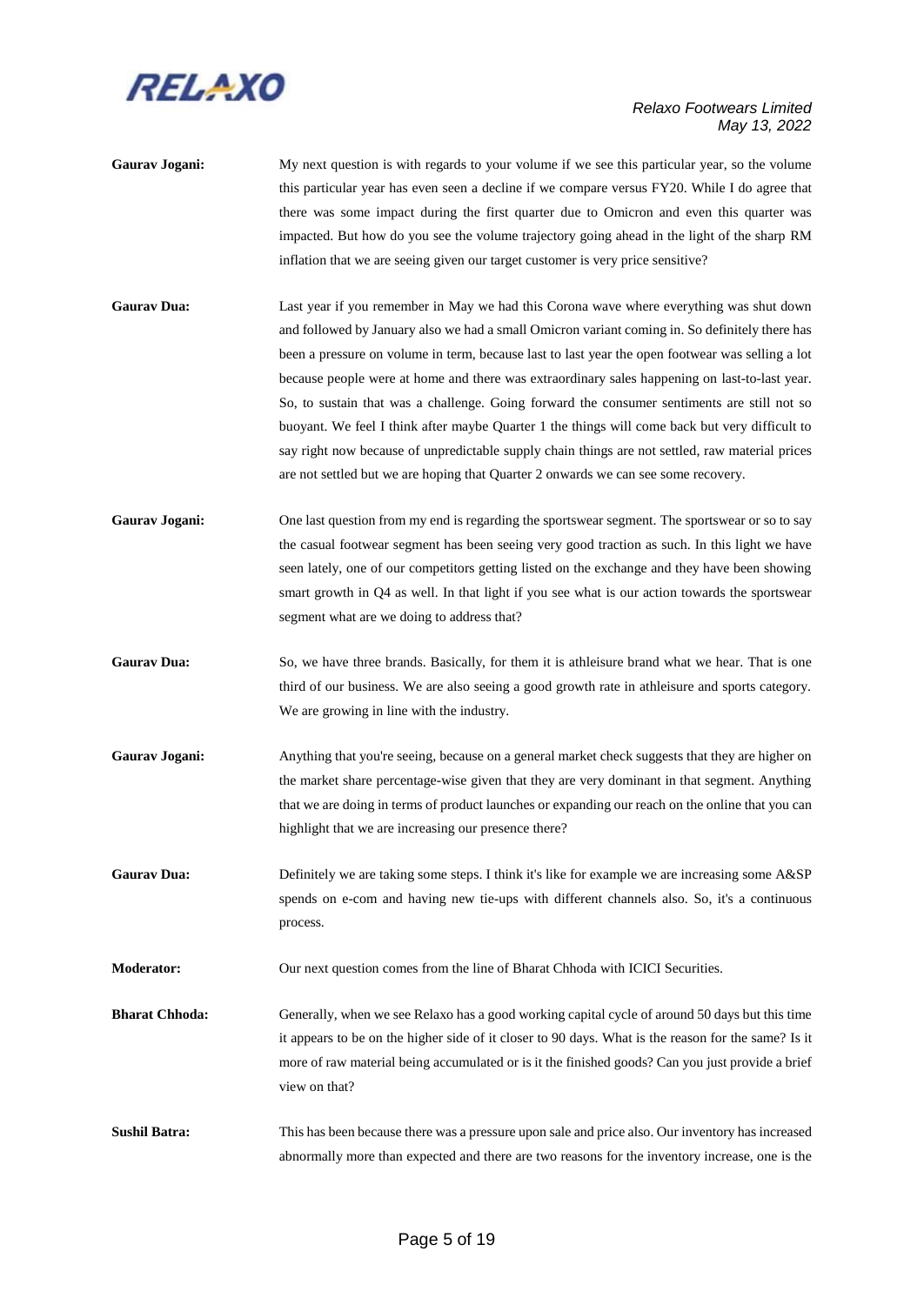**Gaurav Jogani:** My next question is with regards to your volume if we see this particular year, so the volume this particular year has even seen a decline if we compare versus FY20. While I do agree that there was some impact during the first quarter due to Omicron and even this quarter was impacted. But how do you see the volume trajectory going ahead in the light of the sharp RM inflation that we are seeing given our target customer is very price sensitive?

**Gaurav Dua:** Last year if you remember in May we had this Corona wave where everything was shut down and followed by January also we had a small Omicron variant coming in. So definitely there has been a pressure on volume in term, because last to last year the open footwear was selling a lot because people were at home and there was extraordinary sales happening on last-to-last year. So, to sustain that was a challenge. Going forward the consumer sentiments are still not so buoyant. We feel I think after maybe Quarter 1 the things will come back but very difficult to say right now because of unpredictable supply chain things are not settled, raw material prices are not settled but we are hoping that Quarter 2 onwards we can see some recovery.

**Gaurav Jogani:** One last question from my end is regarding the sportswear segment. The sportswear or so to say the casual footwear segment has been seeing very good traction as such. In this light we have seen lately, one of our competitors getting listed on the exchange and they have been showing smart growth in Q4 as well. In that light if you see what is our action towards the sportswear segment what are we doing to address that?

**Gaurav Dua:** So, we have three brands. Basically, for them it is athleisure brand what we hear. That is one third of our business. We are also seeing a good growth rate in athleisure and sports category. We are growing in line with the industry.

**Gaurav Jogani:** Anything that you're seeing, because on a general market check suggests that they are higher on the market share percentage-wise given that they are very dominant in that segment. Anything that we are doing in terms of product launches or expanding our reach on the online that you can highlight that we are increasing our presence there?

**Gaurav Dua:** Definitely we are taking some steps. I think it's like for example we are increasing some A&SP spends on e-com and having new tie-ups with different channels also. So, it's a continuous process.

**Moderator:** Our next question comes from the line of Bharat Chhoda with ICICI Securities.

**Bharat Chhoda:** Generally, when we see Relaxo has a good working capital cycle of around 50 days but this time it appears to be on the higher side of it closer to 90 days. What is the reason for the same? Is it more of raw material being accumulated or is it the finished goods? Can you just provide a brief view on that?

**Sushil Batra:** This has been because there was a pressure upon sale and price also. Our inventory has increased abnormally more than expected and there are two reasons for the inventory increase, one is the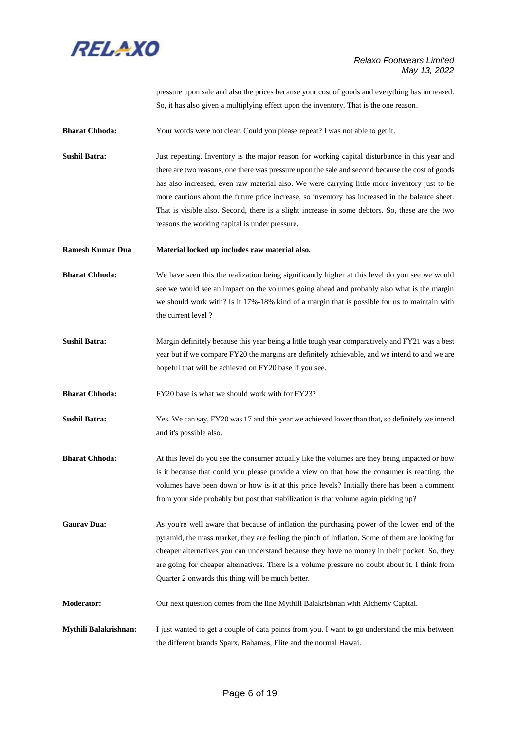pressure upon sale and also the prices because your cost of goods and everything has increased. So, it has also given a multiplying effect upon the inventory. That is the one reason.

**Bharat Chhoda:** Your words were not clear. Could you please repeat? I was not able to get it.

**Sushil Batra:** Just repeating. Inventory is the major reason for working capital disturbance in this year and there are two reasons, one there was pressure upon the sale and second because the cost of goods has also increased, even raw material also. We were carrying little more inventory just to be more cautious about the future price increase, so inventory has increased in the balance sheet. That is visible also. Second, there is a slight increase in some debtors. So, these are the two reasons the working capital is under pressure.

**Ramesh Kumar Dua** **Material locked up includes raw material also.**

**Bharat Chhoda:** We have seen this the realization being significantly higher at this level do you see we would see we would see an impact on the volumes going ahead and probably also what is the margin we should work with? Is it 17%-18% kind of a margin that is possible for us to maintain with the current level ?

**Sushil Batra:** Margin definitely because this year being a little tough year comparatively and FY21 was a best year but if we compare FY20 the margins are definitely achievable, and we intend to and we are hopeful that will be achieved on FY20 base if you see.

**Bharat Chhoda:** FY20 base is what we should work with for FY23?

**Sushil Batra:** Yes. We can say, FY20 was 17 and this year we achieved lower than that, so definitely we intend and it's possible also.

**Bharat Chhoda:** At this level do you see the consumer actually like the volumes are they being impacted or how is it because that could you please provide a view on that how the consumer is reacting, the volumes have been down or how is it at this price levels? Initially there has been a comment from your side probably but post that stabilization is that volume again picking up?

**Gaurav Dua:** As you're well aware that because of inflation the purchasing power of the lower end of the pyramid, the mass market, they are feeling the pinch of inflation. Some of them are looking for cheaper alternatives you can understand because they have no money in their pocket. So, they are going for cheaper alternatives. There is a volume pressure no doubt about it. I think from Quarter 2 onwards this thing will be much better.

**Moderator:** Our next question comes from the line Mythili Balakrishnan with Alchemy Capital.

**Mythili Balakrishnan:** I just wanted to get a couple of data points from you. I want to go understand the mix between the different brands Sparx, Bahamas, Flite and the normal Hawai.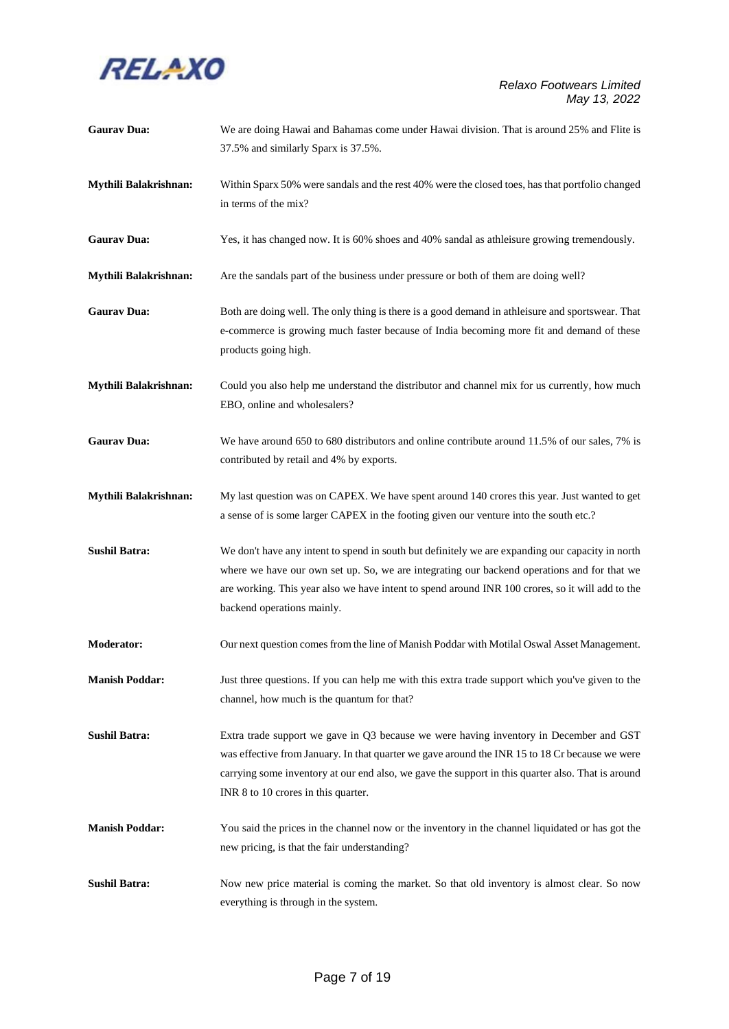**Gaurav Dua:** We are doing Hawai and Bahamas come under Hawai division. That is around 25% and Flite is 37.5% and similarly Sparx is 37.5%.

**Mythili Balakrishnan:** Within Sparx 50% were sandals and the rest 40% were the closed toes, has that portfolio changed in terms of the mix?

**Gaurav Dua:** Yes, it has changed now. It is 60% shoes and 40% sandal as athleisure growing tremendously.

**Mythili Balakrishnan:** Are the sandals part of the business under pressure or both of them are doing well?

**Gaurav Dua:** Both are doing well. The only thing is there is a good demand in athleisure and sportswear. That e-commerce is growing much faster because of India becoming more fit and demand of these products going high.

**Mythili Balakrishnan:** Could you also help me understand the distributor and channel mix for us currently, how much EBO, online and wholesalers?

**Gaurav Dua:** We have around 650 to 680 distributors and online contribute around 11.5% of our sales, 7% is contributed by retail and 4% by exports.

**Mythili Balakrishnan:** My last question was on CAPEX. We have spent around 140 crores this year. Just wanted to get a sense of is some larger CAPEX in the footing given our venture into the south etc.?

**Sushil Batra:** We don't have any intent to spend in south but definitely we are expanding our capacity in north where we have our own set up. So, we are integrating our backend operations and for that we are working. This year also we have intent to spend around INR 100 crores, so it will add to the backend operations mainly.

**Moderator:** Our next question comes from the line of Manish Poddar with Motilal Oswal Asset Management.

**Manish Poddar:** Just three questions. If you can help me with this extra trade support which you've given to the channel, how much is the quantum for that?

**Sushil Batra:** Extra trade support we gave in Q3 because we were having inventory in December and GST was effective from January. In that quarter we gave around the INR 15 to 18 Cr because we were carrying some inventory at our end also, we gave the support in this quarter also. That is around INR 8 to 10 crores in this quarter.

**Manish Poddar:** You said the prices in the channel now or the inventory in the channel liquidated or has got the new pricing, is that the fair understanding?

**Sushil Batra:** Now new price material is coming the market. So that old inventory is almost clear. So now everything is through in the system.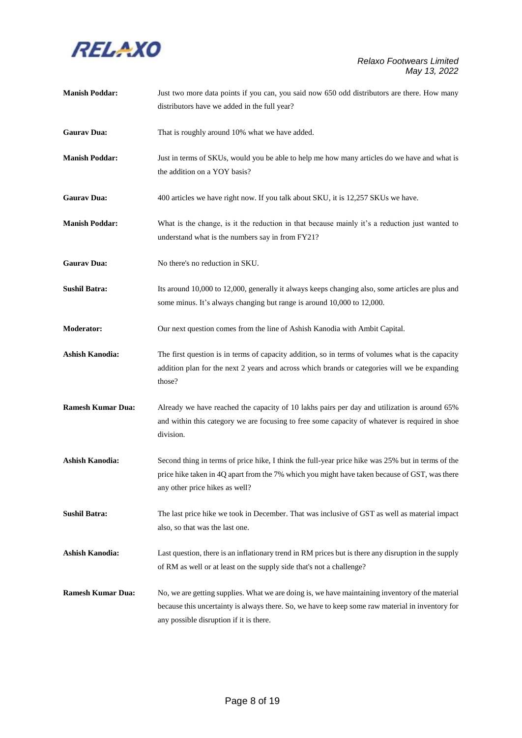**Manish Poddar:** Just two more data points if you can, you said now 650 odd distributors are there. How many distributors have we added in the full year?

**Gaurav Dua:** That is roughly around 10% what we have added.

**Manish Poddar:** Just in terms of SKUs, would you be able to help me how many articles do we have and what is the addition on a YOY basis?

**Gaurav Dua:** 400 articles we have right now. If you talk about SKU, it is 12,257 SKUs we have.

**Manish Poddar:** What is the change, is it the reduction in that because mainly it's a reduction just wanted to understand what is the numbers say in from FY21?

**Gaurav Dua:** No there's no reduction in SKU.

**Sushil Batra:** Its around 10,000 to 12,000, generally it always keeps changing also, some articles are plus and some minus. It's always changing but range is around 10,000 to 12,000.

**Moderator:** Our next question comes from the line of Ashish Kanodia with Ambit Capital.

**Ashish Kanodia:** The first question is in terms of capacity addition, so in terms of volumes what is the capacity addition plan for the next 2 years and across which brands or categories will we be expanding those?

**Ramesh Kumar Dua:** Already we have reached the capacity of 10 lakhs pairs per day and utilization is around 65% and within this category we are focusing to free some capacity of whatever is required in shoe division.

**Ashish Kanodia:** Second thing in terms of price hike, I think the full-year price hike was 25% but in terms of the price hike taken in 4Q apart from the 7% which you might have taken because of GST, was there any other price hikes as well?

**Sushil Batra:** The last price hike we took in December. That was inclusive of GST as well as material impact also, so that was the last one.

**Ashish Kanodia:** Last question, there is an inflationary trend in RM prices but is there any disruption in the supply of RM as well or at least on the supply side that's not a challenge?

**Ramesh Kumar Dua:** No, we are getting supplies. What we are doing is, we have maintaining inventory of the material because this uncertainty is always there. So, we have to keep some raw material in inventory for any possible disruption if it is there.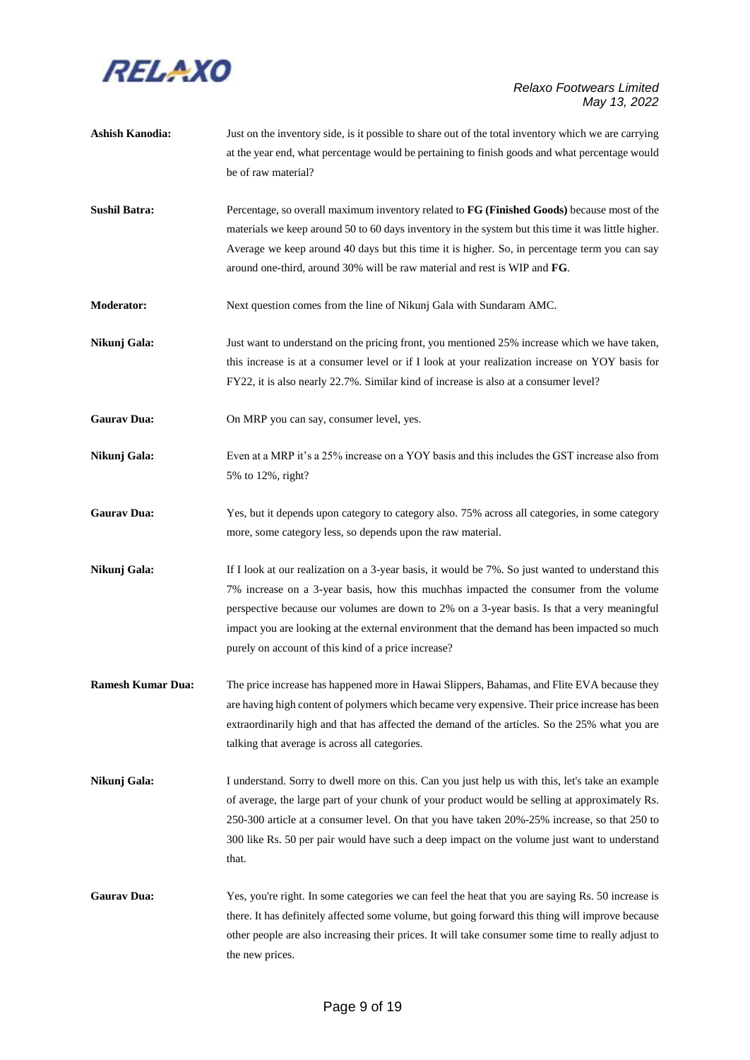**Ashish Kanodia:** Just on the inventory side, is it possible to share out of the total inventory which we are carrying at the year end, what percentage would be pertaining to finish goods and what percentage would be of raw material?

**Sushil Batra:** Percentage, so overall maximum inventory related to **FG (Finished Goods)** because most of the materials we keep around 50 to 60 days inventory in the system but this time it was little higher. Average we keep around 40 days but this time it is higher. So, in percentage term you can say around one-third, around 30% will be raw material and rest is WIP and **FG**.

**Moderator:** Next question comes from the line of Nikunj Gala with Sundaram AMC.

**Nikunj Gala:** Just want to understand on the pricing front, you mentioned 25% increase which we have taken, this increase is at a consumer level or if I look at your realization increase on YOY basis for FY22, it is also nearly 22.7%. Similar kind of increase is also at a consumer level?

**Gaurav Dua:** On MRP you can say, consumer level, yes.

**Nikunj Gala:** Even at a MRP it's a 25% increase on a YOY basis and this includes the GST increase also from 5% to 12%, right?

**Gaurav Dua:** Yes, but it depends upon category to category also. 75% across all categories, in some category more, some category less, so depends upon the raw material.

**Nikunj Gala:** If I look at our realization on a 3-year basis, it would be 7%. So just wanted to understand this 7% increase on a 3-year basis, how this muchhas impacted the consumer from the volume perspective because our volumes are down to 2% on a 3-year basis. Is that a very meaningful impact you are looking at the external environment that the demand has been impacted so much purely on account of this kind of a price increase?

**Ramesh Kumar Dua:** The price increase has happened more in Hawai Slippers, Bahamas, and Flite EVA because they are having high content of polymers which became very expensive. Their price increase has been extraordinarily high and that has affected the demand of the articles. So the 25% what you are talking that average is across all categories.

**Nikunj Gala:** I understand. Sorry to dwell more on this. Can you just help us with this, let's take an example of average, the large part of your chunk of your product would be selling at approximately Rs. 250-300 article at a consumer level. On that you have taken 20%-25% increase, so that 250 to 300 like Rs. 50 per pair would have such a deep impact on the volume just want to understand that.

**Gaurav Dua:** Yes, you're right. In some categories we can feel the heat that you are saying Rs. 50 increase is there. It has definitely affected some volume, but going forward this thing will improve because other people are also increasing their prices. It will take consumer some time to really adjust to the new prices.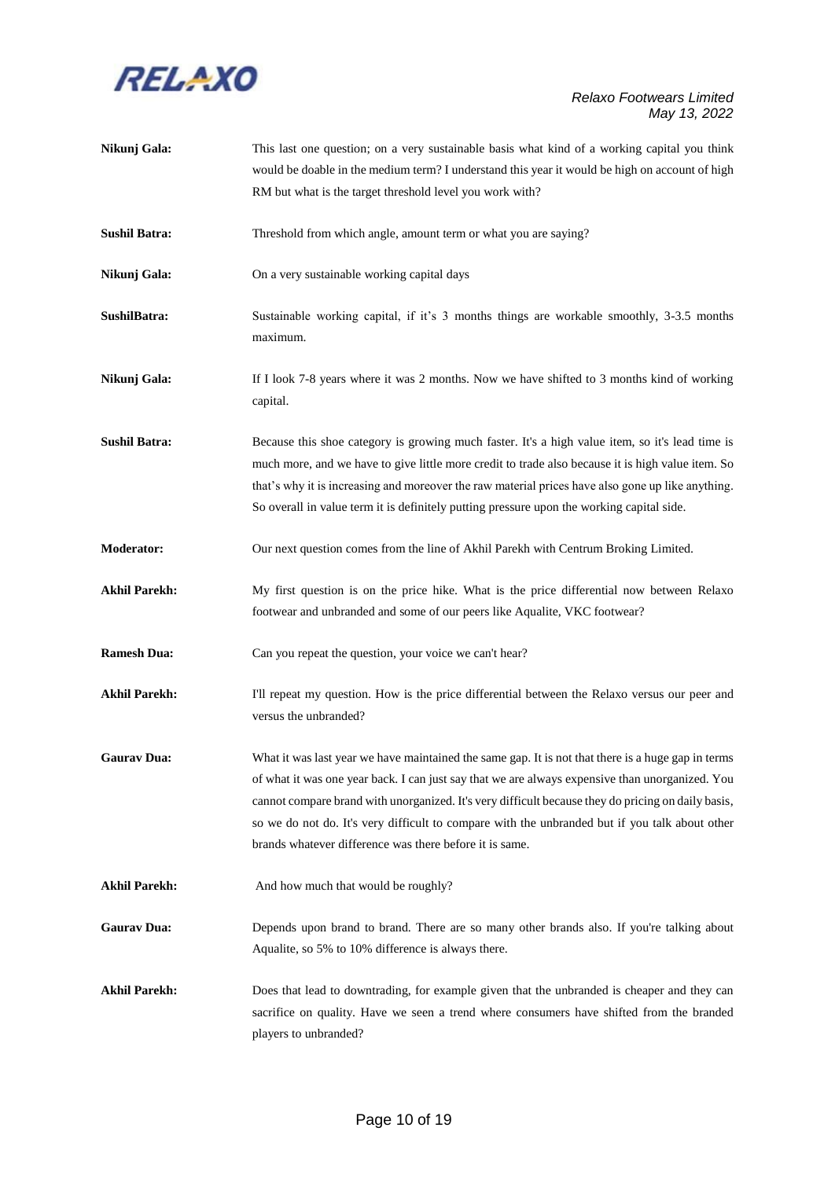**Nikunj Gala:** This last one question; on a very sustainable basis what kind of a working capital you think would be doable in the medium term? I understand this year it would be high on account of high RM but what is the target threshold level you work with?

**Sushil Batra:** Threshold from which angle, amount term or what you are saying?

**Nikunj Gala:** On a very sustainable working capital days

**SushilBatra:** Sustainable working capital, if it's 3 months things are workable smoothly, 3-3.5 months maximum.

**Nikunj Gala:** If I look 7-8 years where it was 2 months. Now we have shifted to 3 months kind of working capital.

**Sushil Batra:** Because this shoe category is growing much faster. It's a high value item, so it's lead time is much more, and we have to give little more credit to trade also because it is high value item. So that's why it is increasing and moreover the raw material prices have also gone up like anything. So overall in value term it is definitely putting pressure upon the working capital side.

**Moderator:** Our next question comes from the line of Akhil Parekh with Centrum Broking Limited.

**Akhil Parekh:** My first question is on the price hike. What is the price differential now between Relaxo footwear and unbranded and some of our peers like Aqualite, VKC footwear?

**Ramesh Dua:** Can you repeat the question, your voice we can't hear?

**Akhil Parekh:** I'll repeat my question. How is the price differential between the Relaxo versus our peer and versus the unbranded?

**Gaurav Dua:** What it was last year we have maintained the same gap. It is not that there is a huge gap in terms of what it was one year back. I can just say that we are always expensive than unorganized. You cannot compare brand with unorganized. It's very difficult because they do pricing on daily basis, so we do not do. It's very difficult to compare with the unbranded but if you talk about other brands whatever difference was there before it is same.

**Akhil Parekh:** And how much that would be roughly?

**Gaurav Dua:** Depends upon brand to brand. There are so many other brands also. If you're talking about Aqualite, so 5% to 10% difference is always there.

**Akhil Parekh:** Does that lead to downtrading, for example given that the unbranded is cheaper and they can sacrifice on quality. Have we seen a trend where consumers have shifted from the branded players to unbranded?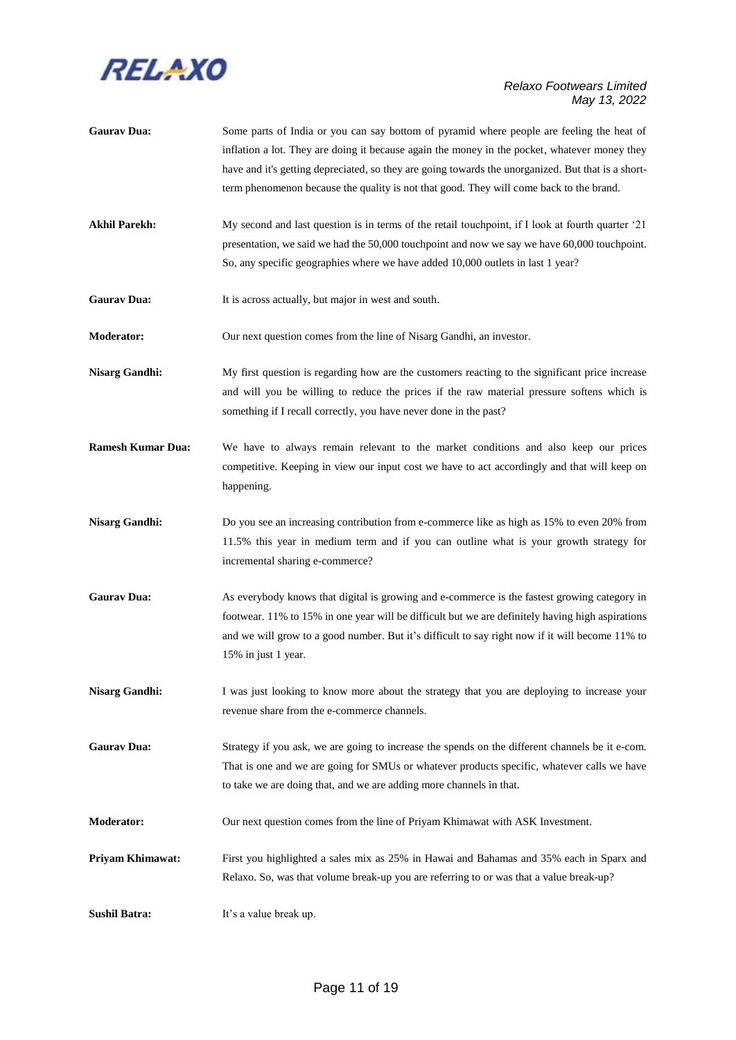**Gaurav Dua:** Some parts of India or you can say bottom of pyramid where people are feeling the heat of inflation a lot. They are doing it because again the money in the pocket, whatever money they have and it's getting depreciated, so they are going towards the unorganized. But that is a short-term phenomenon because the quality is not that good. They will come back to the brand.

**Akhil Parekh:** My second and last question is in terms of the retail touchpoint, if I look at fourth quarter '21 presentation, we said we had the 50,000 touchpoint and now we say we have 60,000 touchpoint. So, any specific geographies where we have added 10,000 outlets in last 1 year?

**Gaurav Dua:** It is across actually, but major in west and south.

**Moderator:** Our next question comes from the line of Nisarg Gandhi, an investor.

**Nisarg Gandhi:** My first question is regarding how are the customers reacting to the significant price increase and will you be willing to reduce the prices if the raw material pressure softens which is something if I recall correctly, you have never done in the past?

**Ramesh Kumar Dua:** We have to always remain relevant to the market conditions and also keep our prices competitive. Keeping in view our input cost we have to act accordingly and that will keep on happening.

**Nisarg Gandhi:** Do you see an increasing contribution from e-commerce like as high as 15% to even 20% from 11.5% this year in medium term and if you can outline what is your growth strategy for incremental sharing e-commerce?

**Gaurav Dua:** As everybody knows that digital is growing and e-commerce is the fastest growing category in footwear. 11% to 15% in one year will be difficult but we are definitely having high aspirations and we will grow to a good number. But it's difficult to say right now if it will become 11% to 15% in just 1 year.

**Nisarg Gandhi:** I was just looking to know more about the strategy that you are deploying to increase your revenue share from the e-commerce channels.

**Gaurav Dua:** Strategy if you ask, we are going to increase the spends on the different channels be it e-com. That is one and we are going for SMUs or whatever products specific, whatever calls we have to take we are doing that, and we are adding more channels in that.

**Moderator:** Our next question comes from the line of Priyam Khimawat with ASK Investment.

**Priyam Khimawat:** First you highlighted a sales mix as 25% in Hawai and Bahamas and 35% each in Sparx and Relaxo. So, was that volume break-up you are referring to or was that a value break-up?

**Sushil Batra:** It's a value break up.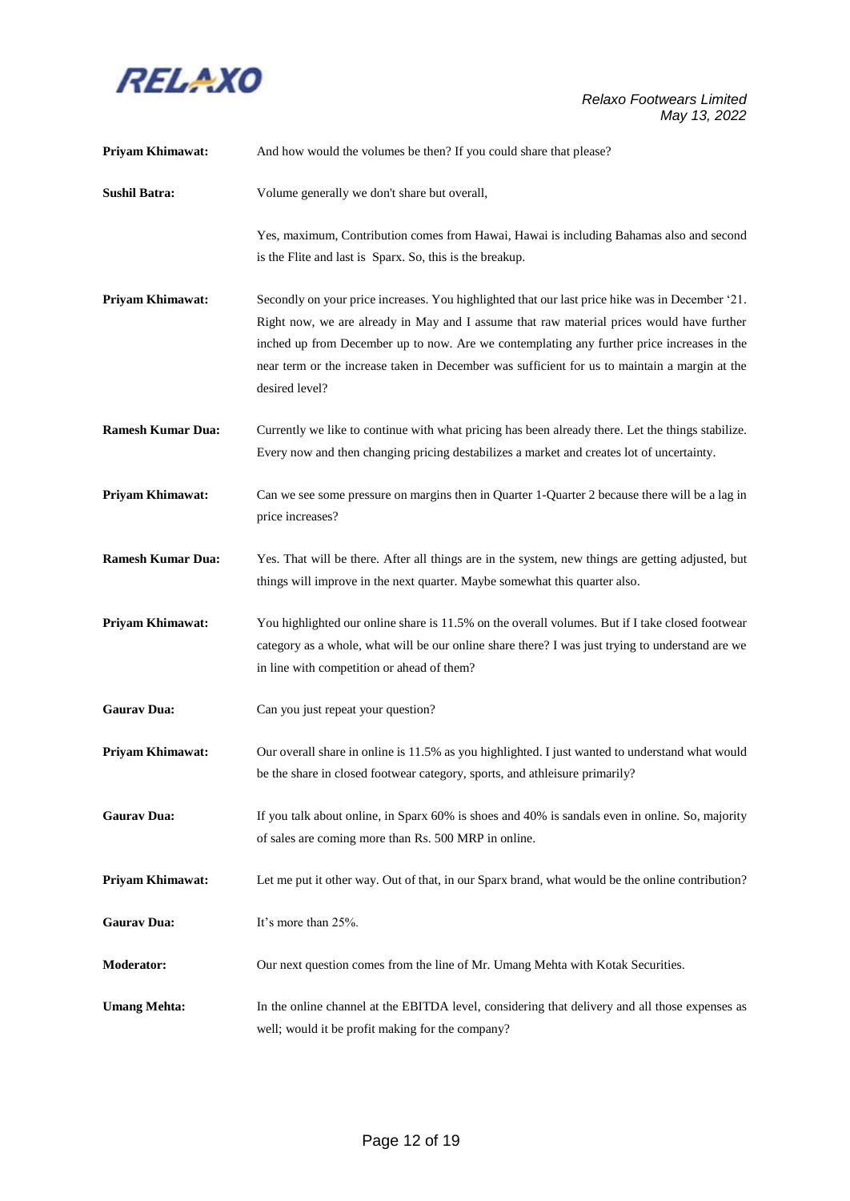**Priyam Khimawat:** And how would the volumes be then? If you could share that please?

**Sushil Batra:** Volume generally we don't share but overall,

Yes, maximum, Contribution comes from Hawai, Hawai is including Bahamas also and second is the Flite and last is Sparx. So, this is the breakup.

**Priyam Khimawat:** Secondly on your price increases. You highlighted that our last price hike was in December '21. Right now, we are already in May and I assume that raw material prices would have further inched up from December up to now. Are we contemplating any further price increases in the near term or the increase taken in December was sufficient for us to maintain a margin at the desired level?

**Ramesh Kumar Dua:** Currently we like to continue with what pricing has been already there. Let the things stabilize. Every now and then changing pricing destabilizes a market and creates lot of uncertainty.

**Priyam Khimawat:** Can we see some pressure on margins then in Quarter 1-Quarter 2 because there will be a lag in price increases?

**Ramesh Kumar Dua:** Yes. That will be there. After all things are in the system, new things are getting adjusted, but things will improve in the next quarter. Maybe somewhat this quarter also.

**Priyam Khimawat:** You highlighted our online share is 11.5% on the overall volumes. But if I take closed footwear category as a whole, what will be our online share there? I was just trying to understand are we in line with competition or ahead of them?

**Gaurav Dua:** Can you just repeat your question?

**Priyam Khimawat:** Our overall share in online is 11.5% as you highlighted. I just wanted to understand what would be the share in closed footwear category, sports, and athleisure primarily?

**Gaurav Dua:** If you talk about online, in Sparx 60% is shoes and 40% is sandals even in online. So, majority of sales are coming more than Rs. 500 MRP in online.

**Priyam Khimawat:** Let me put it other way. Out of that, in our Sparx brand, what would be the online contribution?

**Gaurav Dua:** It's more than 25%.

**Moderator:** Our next question comes from the line of Mr. Umang Mehta with Kotak Securities.

**Umang Mehta:** In the online channel at the EBITDA level, considering that delivery and all those expenses as well; would it be profit making for the company?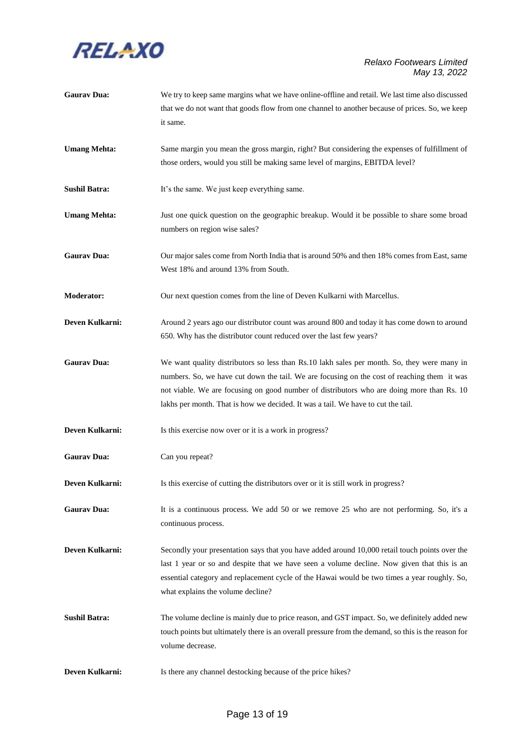**Gaurav Dua:** We try to keep same margins what we have online-offline and retail. We last time also discussed that we do not want that goods flow from one channel to another because of prices. So, we keep it same.

**Umang Mehta:** Same margin you mean the gross margin, right? But considering the expenses of fulfillment of those orders, would you still be making same level of margins, EBITDA level?

**Sushil Batra:** It's the same. We just keep everything same.

**Umang Mehta:** Just one quick question on the geographic breakup. Would it be possible to share some broad numbers on region wise sales?

**Gaurav Dua:** Our major sales come from North India that is around 50% and then 18% comes from East, same West 18% and around 13% from South.

**Moderator:** Our next question comes from the line of Deven Kulkarni with Marcellus.

**Deven Kulkarni:** Around 2 years ago our distributor count was around 800 and today it has come down to around 650. Why has the distributor count reduced over the last few years?

**Gaurav Dua:** We want quality distributors so less than Rs.10 lakh sales per month. So, they were many in numbers. So, we have cut down the tail. We are focusing on the cost of reaching them it was not viable. We are focusing on good number of distributors who are doing more than Rs. 10 lakhs per month. That is how we decided. It was a tail. We have to cut the tail.

**Deven Kulkarni:** Is this exercise now over or it is a work in progress?

**Gaurav Dua:** Can you repeat?

**Deven Kulkarni:** Is this exercise of cutting the distributors over or it is still work in progress?

**Gaurav Dua:** It is a continuous process. We add 50 or we remove 25 who are not performing. So, it's a continuous process.

**Deven Kulkarni:** Secondly your presentation says that you have added around 10,000 retail touch points over the last 1 year or so and despite that we have seen a volume decline. Now given that this is an essential category and replacement cycle of the Hawai would be two times a year roughly. So, what explains the volume decline?

**Sushil Batra:** The volume decline is mainly due to price reason, and GST impact. So, we definitely added new touch points but ultimately there is an overall pressure from the demand, so this is the reason for volume decrease.

**Deven Kulkarni:** Is there any channel destocking because of the price hikes?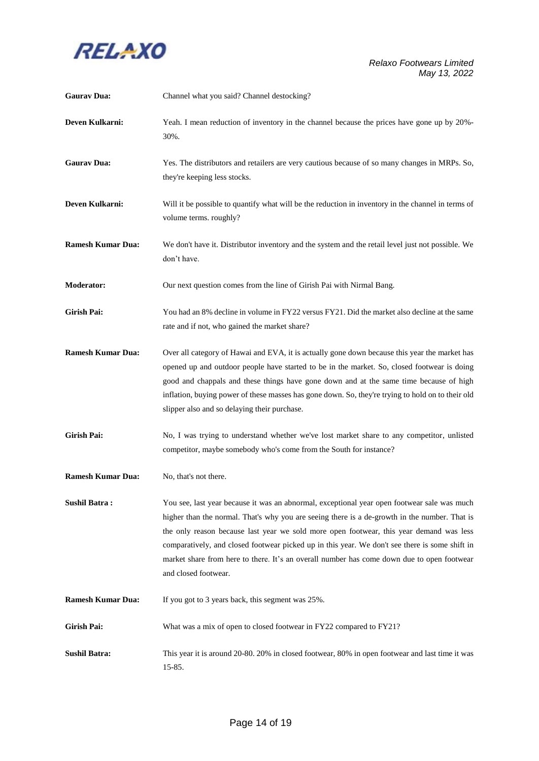**Gaurav Dua:** Channel what you said? Channel destocking?

**Deven Kulkarni:** Yeah. I mean reduction of inventory in the channel because the prices have gone up by 20%-30%.

**Gaurav Dua:** Yes. The distributors and retailers are very cautious because of so many changes in MRPs. So, they're keeping less stocks.

**Deven Kulkarni:** Will it be possible to quantify what will be the reduction in inventory in the channel in terms of volume terms. roughly?

**Ramesh Kumar Dua:** We don't have it. Distributor inventory and the system and the retail level just not possible. We don't have.

**Moderator:** Our next question comes from the line of Girish Pai with Nirmal Bang.

**Girish Pai:** You had an 8% decline in volume in FY22 versus FY21. Did the market also decline at the same rate and if not, who gained the market share?

**Ramesh Kumar Dua:** Over all category of Hawai and EVA, it is actually gone down because this year the market has opened up and outdoor people have started to be in the market. So, closed footwear is doing good and chappals and these things have gone down and at the same time because of high inflation, buying power of these masses has gone down. So, they're trying to hold on to their old slipper also and so delaying their purchase.

**Girish Pai:** No, I was trying to understand whether we've lost market share to any competitor, unlisted competitor, maybe somebody who's come from the South for instance?

**Ramesh Kumar Dua:** No, that's not there.

**Sushil Batra :** You see, last year because it was an abnormal, exceptional year open footwear sale was much higher than the normal. That's why you are seeing there is a de-growth in the number. That is the only reason because last year we sold more open footwear, this year demand was less comparatively, and closed footwear picked up in this year. We don't see there is some shift in market share from here to there. It's an overall number has come down due to open footwear and closed footwear.

**Ramesh Kumar Dua:** If you got to 3 years back, this segment was 25%.

**Girish Pai:** What was a mix of open to closed footwear in FY22 compared to FY21?

**Sushil Batra:** This year it is around 20-80. 20% in closed footwear, 80% in open footwear and last time it was 15-85.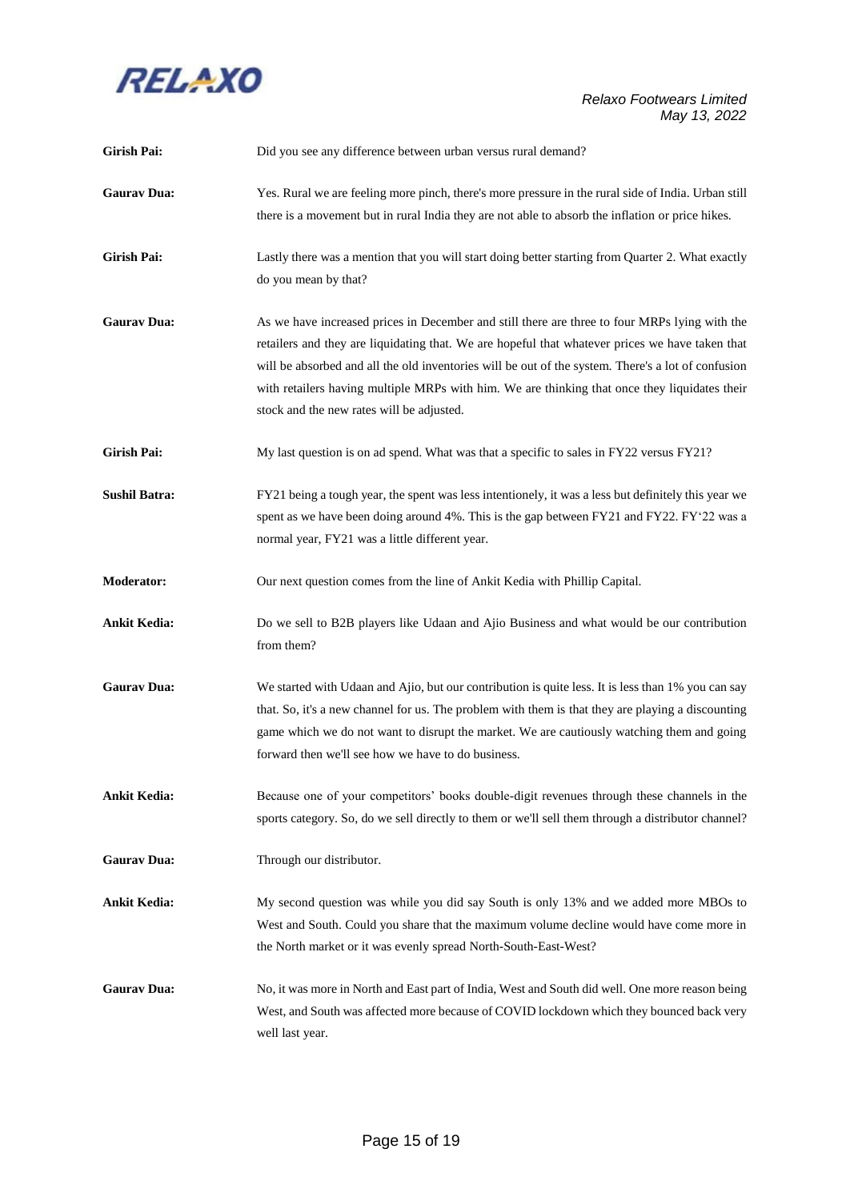**Girish Pai:** Did you see any difference between urban versus rural demand?

**Gaurav Dua:** Yes. Rural we are feeling more pinch, there's more pressure in the rural side of India. Urban still there is a movement but in rural India they are not able to absorb the inflation or price hikes.

**Girish Pai:** Lastly there was a mention that you will start doing better starting from Quarter 2. What exactly do you mean by that?

**Gaurav Dua:** As we have increased prices in December and still there are three to four MRPs lying with the retailers and they are liquidating that. We are hopeful that whatever prices we have taken that will be absorbed and all the old inventories will be out of the system. There's a lot of confusion with retailers having multiple MRPs with him. We are thinking that once they liquidates their stock and the new rates will be adjusted.

**Girish Pai:** My last question is on ad spend. What was that a specific to sales in FY22 versus FY21?

**Sushil Batra:** FY21 being a tough year, the spent was less intentionely, it was a less but definitely this year we spent as we have been doing around 4%. This is the gap between FY21 and FY22. FY'22 was a normal year, FY21 was a little different year.

**Moderator:** Our next question comes from the line of Ankit Kedia with Phillip Capital.

**Ankit Kedia:** Do we sell to B2B players like Udaan and Ajio Business and what would be our contribution from them?

**Gaurav Dua:** We started with Udaan and Ajio, but our contribution is quite less. It is less than 1% you can say that. So, it's a new channel for us. The problem with them is that they are playing a discounting game which we do not want to disrupt the market. We are cautiously watching them and going forward then we'll see how we have to do business.

**Ankit Kedia:** Because one of your competitors' books double-digit revenues through these channels in the sports category. So, do we sell directly to them or we'll sell them through a distributor channel?

**Gaurav Dua:** Through our distributor.

**Ankit Kedia:** My second question was while you did say South is only 13% and we added more MBOs to West and South. Could you share that the maximum volume decline would have come more in the North market or it was evenly spread North-South-East-West?

**Gaurav Dua:** No, it was more in North and East part of India, West and South did well. One more reason being West, and South was affected more because of COVID lockdown which they bounced back very well last year.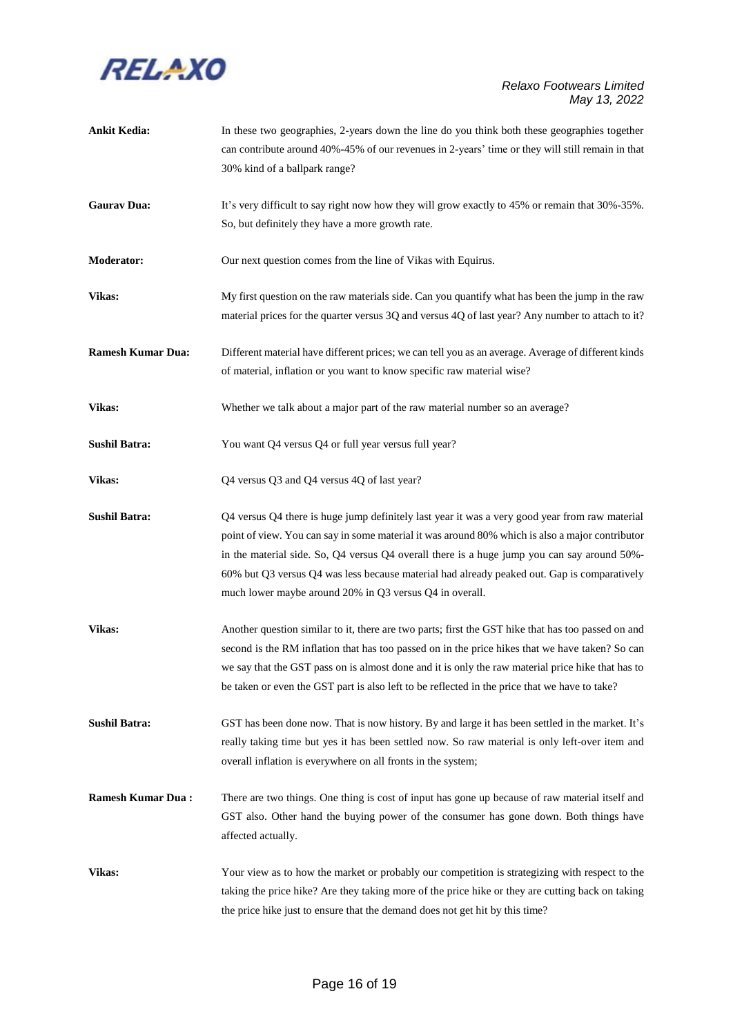**Ankit Kedia:** In these two geographies, 2-years down the line do you think both these geographies together can contribute around 40%-45% of our revenues in 2-years' time or they will still remain in that 30% kind of a ballpark range?

**Gaurav Dua:** It's very difficult to say right now how they will grow exactly to 45% or remain that 30%-35%. So, but definitely they have a more growth rate.

**Moderator:** Our next question comes from the line of Vikas with Equirus.

**Vikas:** My first question on the raw materials side. Can you quantify what has been the jump in the raw material prices for the quarter versus 3Q and versus 4Q of last year? Any number to attach to it?

**Ramesh Kumar Dua:** Different material have different prices; we can tell you as an average. Average of different kinds of material, inflation or you want to know specific raw material wise?

**Vikas:** Whether we talk about a major part of the raw material number so an average?

**Sushil Batra:** You want Q4 versus Q4 or full year versus full year?

**Vikas:** Q4 versus Q3 and Q4 versus 4Q of last year?

**Sushil Batra:** Q4 versus Q4 there is huge jump definitely last year it was a very good year from raw material point of view. You can say in some material it was around 80% which is also a major contributor in the material side. So, Q4 versus Q4 overall there is a huge jump you can say around 50%-60% but Q3 versus Q4 was less because material had already peaked out. Gap is comparatively much lower maybe around 20% in Q3 versus Q4 in overall.

**Vikas:** Another question similar to it, there are two parts; first the GST hike that has too passed on and second is the RM inflation that has too passed on in the price hikes that we have taken? So can we say that the GST pass on is almost done and it is only the raw material price hike that has to be taken or even the GST part is also left to be reflected in the price that we have to take?

**Sushil Batra:** GST has been done now. That is now history. By and large it has been settled in the market. It's really taking time but yes it has been settled now. So raw material is only left-over item and overall inflation is everywhere on all fronts in the system;

**Ramesh Kumar Dua :** There are two things. One thing is cost of input has gone up because of raw material itself and GST also. Other hand the buying power of the consumer has gone down. Both things have affected actually.

**Vikas:** Your view as to how the market or probably our competition is strategizing with respect to the taking the price hike? Are they taking more of the price hike or they are cutting back on taking the price hike just to ensure that the demand does not get hit by this time?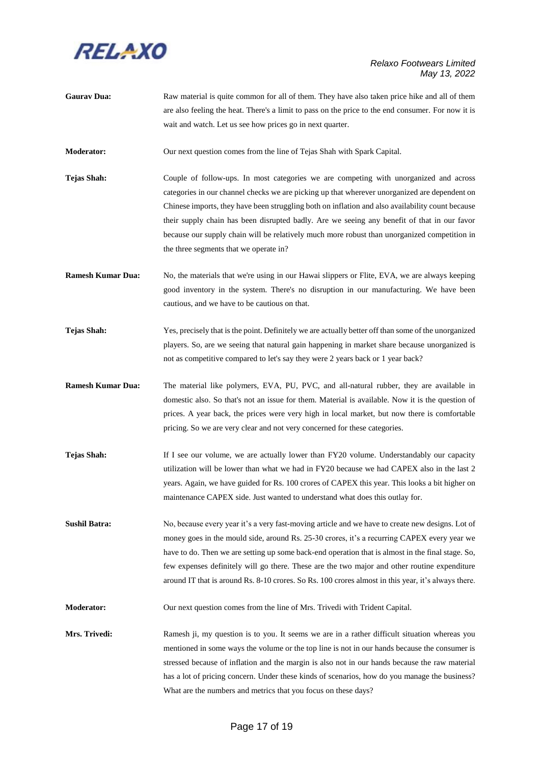**Gaurav Dua:** Raw material is quite common for all of them. They have also taken price hike and all of them are also feeling the heat. There's a limit to pass on the price to the end consumer. For now it is wait and watch. Let us see how prices go in next quarter.

**Moderator:** Our next question comes from the line of Tejas Shah with Spark Capital.

**Tejas Shah:** Couple of follow-ups. In most categories we are competing with unorganized and across categories in our channel checks we are picking up that wherever unorganized are dependent on Chinese imports, they have been struggling both on inflation and also availability count because their supply chain has been disrupted badly. Are we seeing any benefit of that in our favor because our supply chain will be relatively much more robust than unorganized competition in the three segments that we operate in?

**Ramesh Kumar Dua:** No, the materials that we're using in our Hawai slippers or Flite, EVA, we are always keeping good inventory in the system. There's no disruption in our manufacturing. We have been cautious, and we have to be cautious on that.

**Tejas Shah:** Yes, precisely that is the point. Definitely we are actually better off than some of the unorganized players. So, are we seeing that natural gain happening in market share because unorganized is not as competitive compared to let's say they were 2 years back or 1 year back?

**Ramesh Kumar Dua:** The material like polymers, EVA, PU, PVC, and all-natural rubber, they are available in domestic also. So that's not an issue for them. Material is available. Now it is the question of prices. A year back, the prices were very high in local market, but now there is comfortable pricing. So we are very clear and not very concerned for these categories.

**Tejas Shah:** If I see our volume, we are actually lower than FY20 volume. Understandably our capacity utilization will be lower than what we had in FY20 because we had CAPEX also in the last 2 years. Again, we have guided for Rs. 100 crores of CAPEX this year. This looks a bit higher on maintenance CAPEX side. Just wanted to understand what does this outlay for.

**Sushil Batra:** No, because every year it's a very fast-moving article and we have to create new designs. Lot of money goes in the mould side, around Rs. 25-30 crores, it's a recurring CAPEX every year we have to do. Then we are setting up some back-end operation that is almost in the final stage. So, few expenses definitely will go there. These are the two major and other routine expenditure around IT that is around Rs. 8-10 crores. So Rs. 100 crores almost in this year, it's always there.

**Moderator:** Our next question comes from the line of Mrs. Trivedi with Trident Capital.

**Mrs. Trivedi:** Ramesh ji, my question is to you. It seems we are in a rather difficult situation whereas you mentioned in some ways the volume or the top line is not in our hands because the consumer is stressed because of inflation and the margin is also not in our hands because the raw material has a lot of pricing concern. Under these kinds of scenarios, how do you manage the business? What are the numbers and metrics that you focus on these days?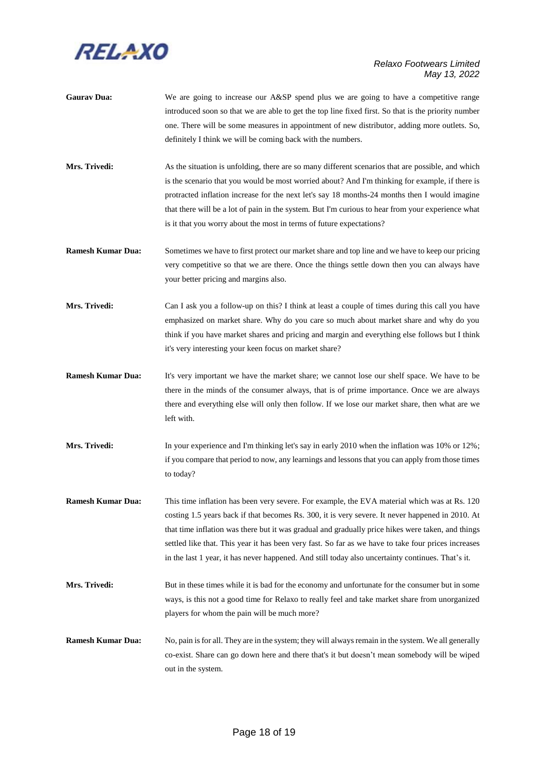**Gaurav Dua:** We are going to increase our A&SP spend plus we are going to have a competitive range introduced soon so that we are able to get the top line fixed first. So that is the priority number one. There will be some measures in appointment of new distributor, adding more outlets. So, definitely I think we will be coming back with the numbers.

**Mrs. Trivedi:** As the situation is unfolding, there are so many different scenarios that are possible, and which is the scenario that you would be most worried about? And I'm thinking for example, if there is protracted inflation increase for the next let's say 18 months-24 months then I would imagine that there will be a lot of pain in the system. But I'm curious to hear from your experience what is it that you worry about the most in terms of future expectations?

**Ramesh Kumar Dua:** Sometimes we have to first protect our market share and top line and we have to keep our pricing very competitive so that we are there. Once the things settle down then you can always have your better pricing and margins also.

**Mrs. Trivedi:** Can I ask you a follow-up on this? I think at least a couple of times during this call you have emphasized on market share. Why do you care so much about market share and why do you think if you have market shares and pricing and margin and everything else follows but I think it's very interesting your keen focus on market share?

**Ramesh Kumar Dua:** It's very important we have the market share; we cannot lose our shelf space. We have to be there in the minds of the consumer always, that is of prime importance. Once we are always there and everything else will only then follow. If we lose our market share, then what are we left with.

**Mrs. Trivedi:** In your experience and I'm thinking let's say in early 2010 when the inflation was 10% or 12%; if you compare that period to now, any learnings and lessons that you can apply from those times to today?

**Ramesh Kumar Dua:** This time inflation has been very severe. For example, the EVA material which was at Rs. 120 costing 1.5 years back if that becomes Rs. 300, it is very severe. It never happened in 2010. At that time inflation was there but it was gradual and gradually price hikes were taken, and things settled like that. This year it has been very fast. So far as we have to take four prices increases in the last 1 year, it has never happened. And still today also uncertainty continues. That's it.

**Mrs. Trivedi:** But in these times while it is bad for the economy and unfortunate for the consumer but in some ways, is this not a good time for Relaxo to really feel and take market share from unorganized players for whom the pain will be much more?

**Ramesh Kumar Dua:** No, pain is for all. They are in the system; they will always remain in the system. We all generally co-exist. Share can go down here and there that's it but doesn't mean somebody will be wiped out in the system.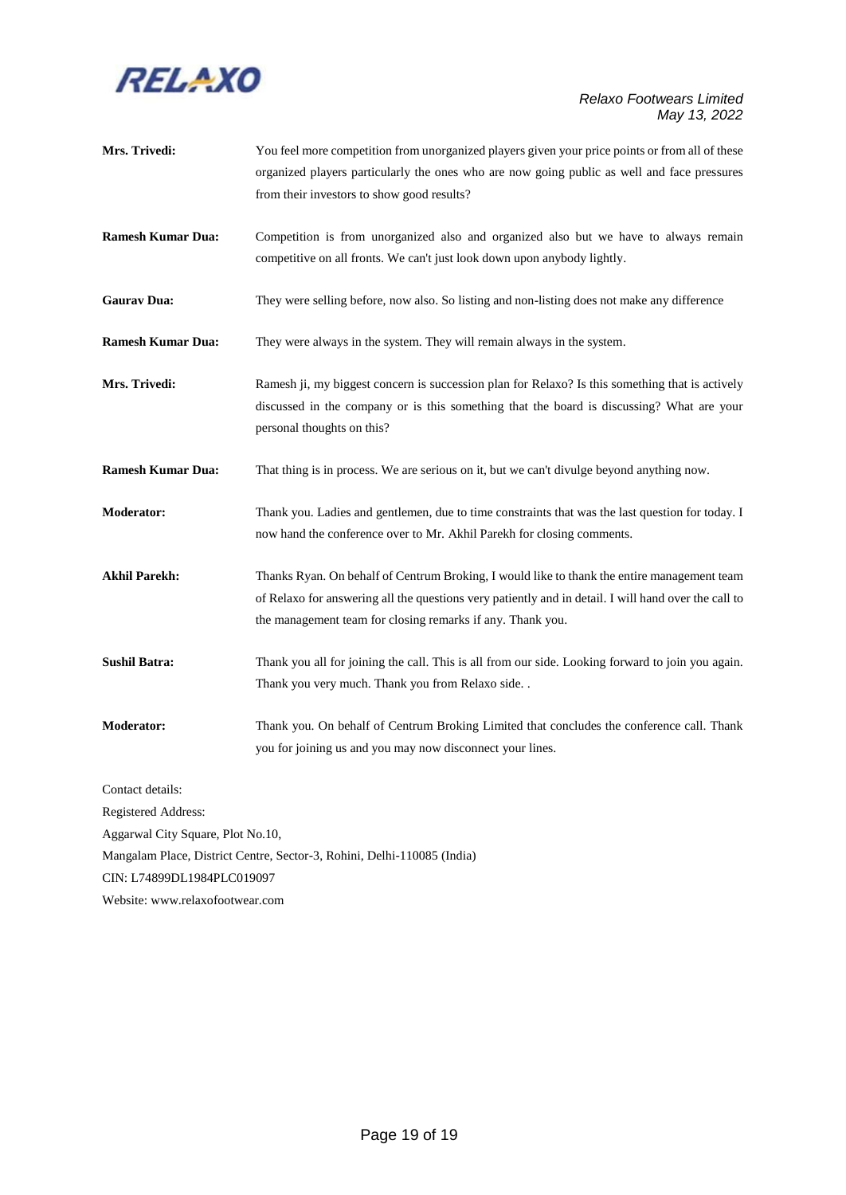**Mrs. Trivedi:** You feel more competition from unorganized players given your price points or from all of these organized players particularly the ones who are now going public as well and face pressures from their investors to show good results?

**Ramesh Kumar Dua:** Competition is from unorganized also and organized also but we have to always remain competitive on all fronts. We can't just look down upon anybody lightly.

**Gaurav Dua:** They were selling before, now also. So listing and non-listing does not make any difference

**Ramesh Kumar Dua:** They were always in the system. They will remain always in the system.

**Mrs. Trivedi:** Ramesh ji, my biggest concern is succession plan for Relaxo? Is this something that is actively discussed in the company or is this something that the board is discussing? What are your personal thoughts on this?

**Ramesh Kumar Dua:** That thing is in process. We are serious on it, but we can't divulge beyond anything now.

**Moderator:** Thank you. Ladies and gentlemen, due to time constraints that was the last question for today. I now hand the conference over to Mr. Akhil Parekh for closing comments.

**Akhil Parekh:** Thanks Ryan. On behalf of Centrum Broking, I would like to thank the entire management team of Relaxo for answering all the questions very patiently and in detail. I will hand over the call to the management team for closing remarks if any. Thank you.

**Sushil Batra:** Thank you all for joining the call. This is all from our side. Looking forward to join you again. Thank you very much. Thank you from Relaxo side. .

**Moderator:** Thank you. On behalf of Centrum Broking Limited that concludes the conference call. Thank you for joining us and you may now disconnect your lines.

Contact details:
Registered Address:
Aggarwal City Square, Plot No.10,
Mangalam Place, District Centre, Sector-3, Rohini, Delhi-110085 (India)
CIN: L74899DL1984PLC019097
Website: www.relaxofootwear.com